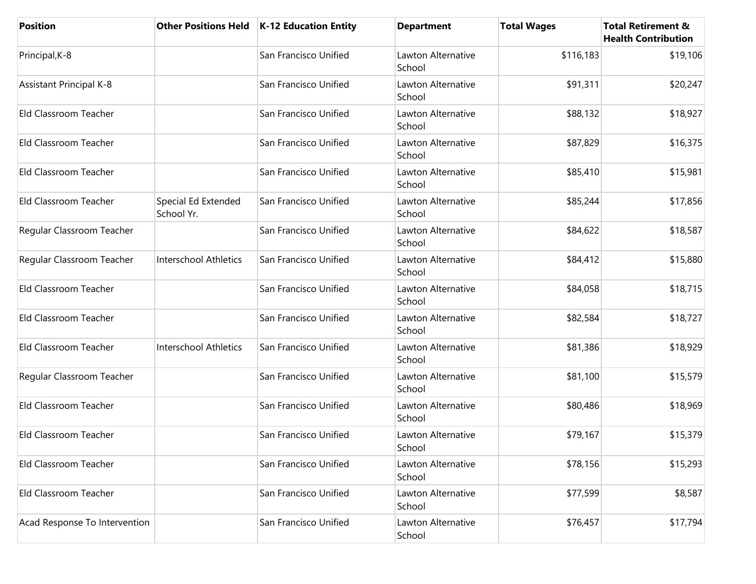| Position | Other Positions Held | K-12 Education Entity | Department | Total Wages | Total Retirement & Health Contribution |
|---|---|---|---|---|---|
| Principal,K-8 | | San Francisco Unified | Lawton Alternative School | $116,183 | $19,106 |
| Assistant Principal K-8 | | San Francisco Unified | Lawton Alternative School | $91,311 | $20,247 |
| Eld Classroom Teacher | | San Francisco Unified | Lawton Alternative School | $88,132 | $18,927 |
| Eld Classroom Teacher | | San Francisco Unified | Lawton Alternative School | $87,829 | $16,375 |
| Eld Classroom Teacher | | San Francisco Unified | Lawton Alternative School | $85,410 | $15,981 |
| Eld Classroom Teacher | Special Ed Extended School Yr. | San Francisco Unified | Lawton Alternative School | $85,244 | $17,856 |
| Regular Classroom Teacher | | San Francisco Unified | Lawton Alternative School | $84,622 | $18,587 |
| Regular Classroom Teacher | Interschool Athletics | San Francisco Unified | Lawton Alternative School | $84,412 | $15,880 |
| Eld Classroom Teacher | | San Francisco Unified | Lawton Alternative School | $84,058 | $18,715 |
| Eld Classroom Teacher | | San Francisco Unified | Lawton Alternative School | $82,584 | $18,727 |
| Eld Classroom Teacher | Interschool Athletics | San Francisco Unified | Lawton Alternative School | $81,386 | $18,929 |
| Regular Classroom Teacher | | San Francisco Unified | Lawton Alternative School | $81,100 | $15,579 |
| Eld Classroom Teacher | | San Francisco Unified | Lawton Alternative School | $80,486 | $18,969 |
| Eld Classroom Teacher | | San Francisco Unified | Lawton Alternative School | $79,167 | $15,379 |
| Eld Classroom Teacher | | San Francisco Unified | Lawton Alternative School | $78,156 | $15,293 |
| Eld Classroom Teacher | | San Francisco Unified | Lawton Alternative School | $77,599 | $8,587 |
| Acad Response To Intervention | | San Francisco Unified | Lawton Alternative School | $76,457 | $17,794 |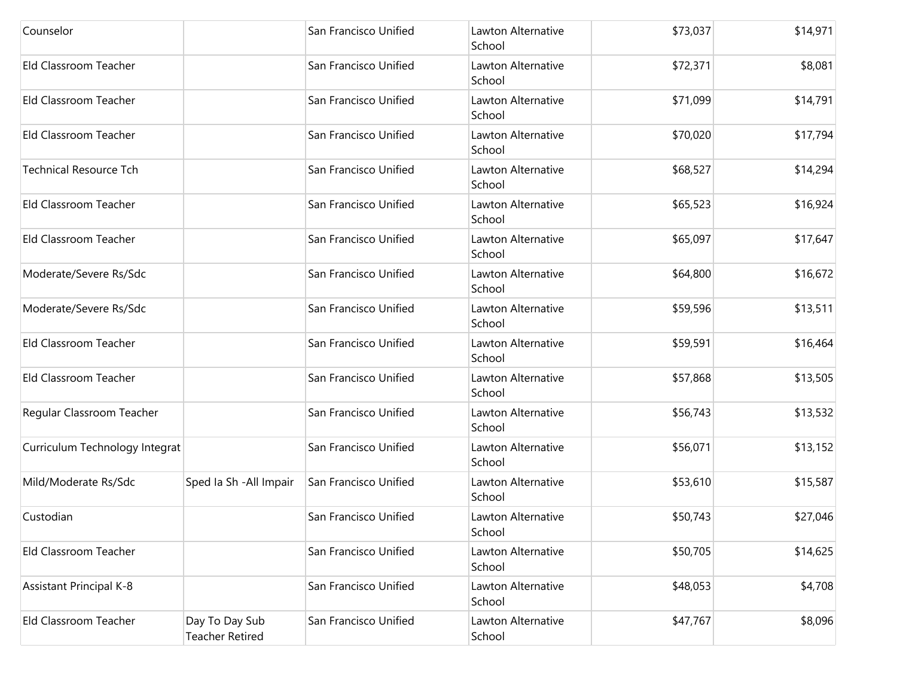| | | | | | |
|---|---|---|---|---|---|
| Counselor | | San Francisco Unified | Lawton Alternative School | $73,037 | $14,971 |
| Eld Classroom Teacher | | San Francisco Unified | Lawton Alternative School | $72,371 | $8,081 |
| Eld Classroom Teacher | | San Francisco Unified | Lawton Alternative School | $71,099 | $14,791 |
| Eld Classroom Teacher | | San Francisco Unified | Lawton Alternative School | $70,020 | $17,794 |
| Technical Resource Tch | | San Francisco Unified | Lawton Alternative School | $68,527 | $14,294 |
| Eld Classroom Teacher | | San Francisco Unified | Lawton Alternative School | $65,523 | $16,924 |
| Eld Classroom Teacher | | San Francisco Unified | Lawton Alternative School | $65,097 | $17,647 |
| Moderate/Severe Rs/Sdc | | San Francisco Unified | Lawton Alternative School | $64,800 | $16,672 |
| Moderate/Severe Rs/Sdc | | San Francisco Unified | Lawton Alternative School | $59,596 | $13,511 |
| Eld Classroom Teacher | | San Francisco Unified | Lawton Alternative School | $59,591 | $16,464 |
| Eld Classroom Teacher | | San Francisco Unified | Lawton Alternative School | $57,868 | $13,505 |
| Regular Classroom Teacher | | San Francisco Unified | Lawton Alternative School | $56,743 | $13,532 |
| Curriculum Technology Integrat | | San Francisco Unified | Lawton Alternative School | $56,071 | $13,152 |
| Mild/Moderate Rs/Sdc | Sped Ia Sh -All Impair | San Francisco Unified | Lawton Alternative School | $53,610 | $15,587 |
| Custodian | | San Francisco Unified | Lawton Alternative School | $50,743 | $27,046 |
| Eld Classroom Teacher | | San Francisco Unified | Lawton Alternative School | $50,705 | $14,625 |
| Assistant Principal K-8 | | San Francisco Unified | Lawton Alternative School | $48,053 | $4,708 |
| Eld Classroom Teacher | Day To Day Sub Teacher Retired | San Francisco Unified | Lawton Alternative School | $47,767 | $8,096 |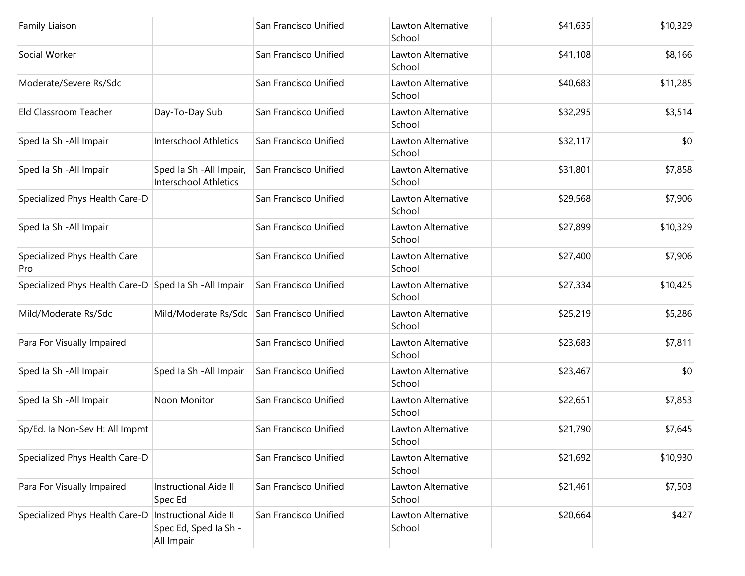| | | | | | |
|---|---|---|---|---|---|
| Family Liaison | | San Francisco Unified | Lawton Alternative School | $41,635 | $10,329 |
| Social Worker | | San Francisco Unified | Lawton Alternative School | $41,108 | $8,166 |
| Moderate/Severe Rs/Sdc | | San Francisco Unified | Lawton Alternative School | $40,683 | $11,285 |
| Eld Classroom Teacher | Day-To-Day Sub | San Francisco Unified | Lawton Alternative School | $32,295 | $3,514 |
| Sped Ia Sh -All Impair | Interschool Athletics | San Francisco Unified | Lawton Alternative School | $32,117 | $0 |
| Sped Ia Sh -All Impair | Sped Ia Sh -All Impair, Interschool Athletics | San Francisco Unified | Lawton Alternative School | $31,801 | $7,858 |
| Specialized Phys Health Care-D | | San Francisco Unified | Lawton Alternative School | $29,568 | $7,906 |
| Sped Ia Sh -All Impair | | San Francisco Unified | Lawton Alternative School | $27,899 | $10,329 |
| Specialized Phys Health Care Pro | | San Francisco Unified | Lawton Alternative School | $27,400 | $7,906 |
| Specialized Phys Health Care-D | Sped Ia Sh -All Impair | San Francisco Unified | Lawton Alternative School | $27,334 | $10,425 |
| Mild/Moderate Rs/Sdc | Mild/Moderate Rs/Sdc | San Francisco Unified | Lawton Alternative School | $25,219 | $5,286 |
| Para For Visually Impaired | | San Francisco Unified | Lawton Alternative School | $23,683 | $7,811 |
| Sped Ia Sh -All Impair | Sped Ia Sh -All Impair | San Francisco Unified | Lawton Alternative School | $23,467 | $0 |
| Sped Ia Sh -All Impair | Noon Monitor | San Francisco Unified | Lawton Alternative School | $22,651 | $7,853 |
| Sp/Ed. Ia Non-Sev H: All Impmt | | San Francisco Unified | Lawton Alternative School | $21,790 | $7,645 |
| Specialized Phys Health Care-D | | San Francisco Unified | Lawton Alternative School | $21,692 | $10,930 |
| Para For Visually Impaired | Instructional Aide II Spec Ed | San Francisco Unified | Lawton Alternative School | $21,461 | $7,503 |
| Specialized Phys Health Care-D | Instructional Aide II Spec Ed, Sped Ia Sh - All Impair | San Francisco Unified | Lawton Alternative School | $20,664 | $427 |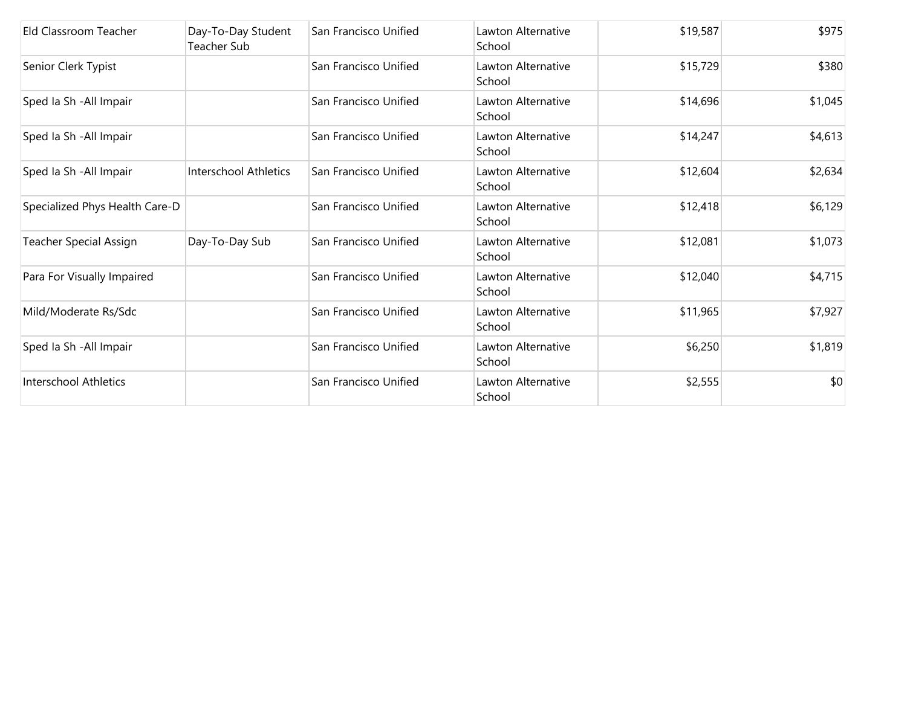| | | | | | |
|---|---|---|---|---|---|
| Eld Classroom Teacher | Day-To-Day Student Teacher Sub | San Francisco Unified | Lawton Alternative School | $19,587 | $975 |
| Senior Clerk Typist | | San Francisco Unified | Lawton Alternative School | $15,729 | $380 |
| Sped Ia Sh -All Impair | | San Francisco Unified | Lawton Alternative School | $14,696 | $1,045 |
| Sped Ia Sh -All Impair | | San Francisco Unified | Lawton Alternative School | $14,247 | $4,613 |
| Sped Ia Sh -All Impair | Interschool Athletics | San Francisco Unified | Lawton Alternative School | $12,604 | $2,634 |
| Specialized Phys Health Care-D | | San Francisco Unified | Lawton Alternative School | $12,418 | $6,129 |
| Teacher Special Assign | Day-To-Day Sub | San Francisco Unified | Lawton Alternative School | $12,081 | $1,073 |
| Para For Visually Impaired | | San Francisco Unified | Lawton Alternative School | $12,040 | $4,715 |
| Mild/Moderate Rs/Sdc | | San Francisco Unified | Lawton Alternative School | $11,965 | $7,927 |
| Sped Ia Sh -All Impair | | San Francisco Unified | Lawton Alternative School | $6,250 | $1,819 |
| Interschool Athletics | | San Francisco Unified | Lawton Alternative School | $2,555 | $0 |